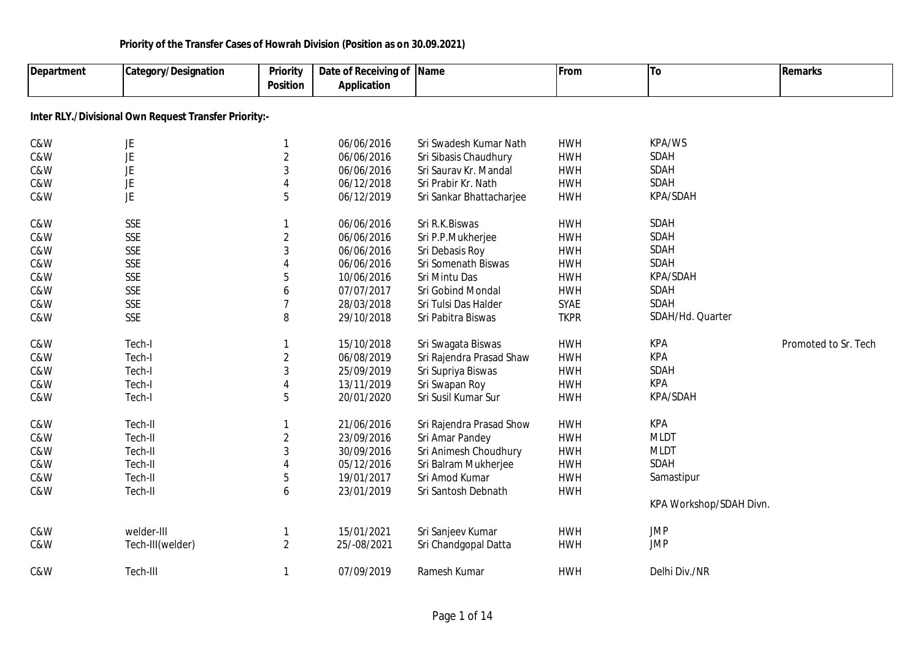**Priority of the Transfer Cases of Howrah Division (Position as on 30.09.2021)**

| Department | Category/Designation | Priority Position | Date of Receiving of Application | Name | From | To | Remarks |
|---|---|---|---|---|---|---|---|
| **Inter RLY./Divisional Own Request Transfer Priority:-** | | | | | | | |
| C&W | JE | 1 | 06/06/2016 | Sri Swadesh Kumar Nath | HWH | KPA/WS | |
| C&W | JE | 2 | 06/06/2016 | Sri Sibasis Chaudhury | HWH | SDAH | |
| C&W | JE | 3 | 06/06/2016 | Sri Saurav Kr. Mandal | HWH | SDAH | |
| C&W | JE | 4 | 06/12/2018 | Sri Prabir Kr. Nath | HWH | SDAH | |
| C&W | JE | 5 | 06/12/2019 | Sri Sankar Bhattacharjee | HWH | KPA/SDAH | |
| C&W | SSE | 1 | 06/06/2016 | Sri R.K.Biswas | HWH | SDAH | |
| C&W | SSE | 2 | 06/06/2016 | Sri P.P.Mukherjee | HWH | SDAH | |
| C&W | SSE | 3 | 06/06/2016 | Sri Debasis Roy | HWH | SDAH | |
| C&W | SSE | 4 | 06/06/2016 | Sri Somenath Biswas | HWH | SDAH | |
| C&W | SSE | 5 | 10/06/2016 | Sri Mintu Das | HWH | KPA/SDAH | |
| C&W | SSE | 6 | 07/07/2017 | Sri Gobind Mondal | HWH | SDAH | |
| C&W | SSE | 7 | 28/03/2018 | Sri Tulsi Das Halder | SYAE | SDAH | |
| C&W | SSE | 8 | 29/10/2018 | Sri Pabitra Biswas | TKPR | SDAH/Hd. Quarter | |
| C&W | Tech-I | 1 | 15/10/2018 | Sri Swagata Biswas | HWH | KPA | Promoted to Sr. Tech |
| C&W | Tech-I | 2 | 06/08/2019 | Sri Rajendra Prasad Shaw | HWH | KPA | |
| C&W | Tech-I | 3 | 25/09/2019 | Sri Supriya Biswas | HWH | SDAH | |
| C&W | Tech-I | 4 | 13/11/2019 | Sri Swapan Roy | HWH | KPA | |
| C&W | Tech-I | 5 | 20/01/2020 | Sri Susil Kumar Sur | HWH | KPA/SDAH | |
| C&W | Tech-II | 1 | 21/06/2016 | Sri Rajendra Prasad Show | HWH | KPA | |
| C&W | Tech-II | 2 | 23/09/2016 | Sri Amar Pandey | HWH | MLDT | |
| C&W | Tech-II | 3 | 30/09/2016 | Sri Animesh Choudhury | HWH | MLDT | |
| C&W | Tech-II | 4 | 05/12/2016 | Sri Balram Mukherjee | HWH | SDAH | |
| C&W | Tech-II | 5 | 19/01/2017 | Sri Amod Kumar | HWH | Samastipur | |
| C&W | Tech-II | 6 | 23/01/2019 | Sri Santosh Debnath | HWH | KPA Workshop/SDAH Divn. | |
| C&W | welder-III | 1 | 15/01/2021 | Sri Sanjeev Kumar | HWH | JMP | |
| C&W | Tech-III(welder) | 2 | 25/-08/2021 | Sri Chandgopal Datta | HWH | JMP | |
| C&W | Tech-III | 1 | 07/09/2019 | Ramesh Kumar | HWH | Delhi Div./NR | |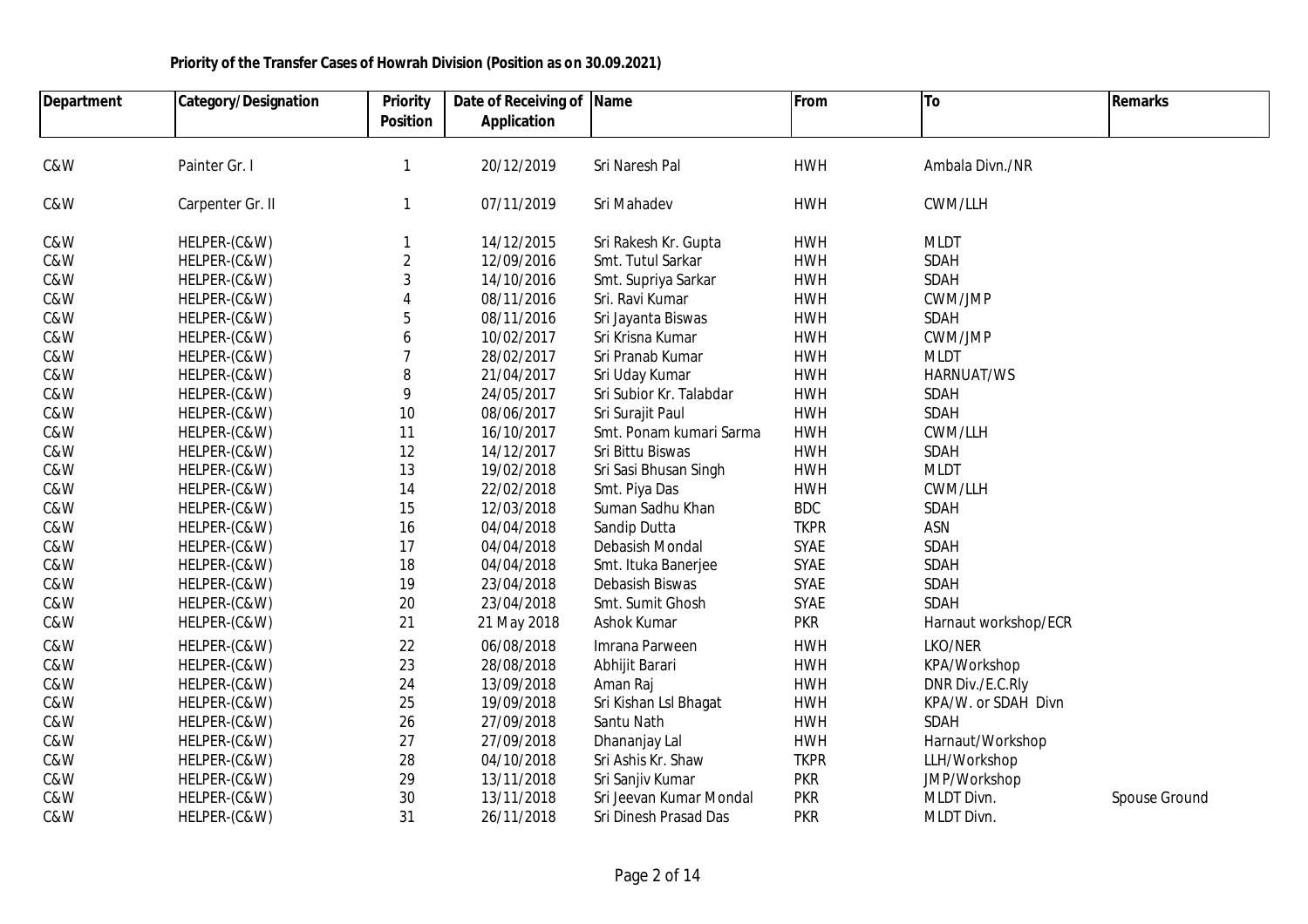**Priority of the Transfer Cases of Howrah Division (Position as on 30.09.2021)**

| Department | Category/Designation | Priority Position | Date of Receiving of Application | Name | From | To | Remarks |
|---|---|---|---|---|---|---|---|
| C&W | Painter Gr. I | 1 | 20/12/2019 | Sri Naresh Pal | HWH | Ambala Divn./NR | |
| C&W | Carpenter Gr. II | 1 | 07/11/2019 | Sri Mahadev | HWH | CWM/LLH | |
| C&W | HELPER-(C&W) | 1 | 14/12/2015 | Sri Rakesh Kr. Gupta | HWH | MLDT | |
| C&W | HELPER-(C&W) | 2 | 12/09/2016 | Smt. Tutul Sarkar | HWH | SDAH | |
| C&W | HELPER-(C&W) | 3 | 14/10/2016 | Smt. Supriya Sarkar | HWH | SDAH | |
| C&W | HELPER-(C&W) | 4 | 08/11/2016 | Sri. Ravi Kumar | HWH | CWM/JMP | |
| C&W | HELPER-(C&W) | 5 | 08/11/2016 | Sri Jayanta Biswas | HWH | SDAH | |
| C&W | HELPER-(C&W) | 6 | 10/02/2017 | Sri Krisna Kumar | HWH | CWM/JMP | |
| C&W | HELPER-(C&W) | 7 | 28/02/2017 | Sri Pranab Kumar | HWH | MLDT | |
| C&W | HELPER-(C&W) | 8 | 21/04/2017 | Sri Uday Kumar | HWH | HARNUAT/WS | |
| C&W | HELPER-(C&W) | 9 | 24/05/2017 | Sri Subior Kr. Talabdar | HWH | SDAH | |
| C&W | HELPER-(C&W) | 10 | 08/06/2017 | Sri Surajit Paul | HWH | SDAH | |
| C&W | HELPER-(C&W) | 11 | 16/10/2017 | Smt. Ponam kumari Sarma | HWH | CWM/LLH | |
| C&W | HELPER-(C&W) | 12 | 14/12/2017 | Sri Bittu Biswas | HWH | SDAH | |
| C&W | HELPER-(C&W) | 13 | 19/02/2018 | Sri Sasi Bhusan Singh | HWH | MLDT | |
| C&W | HELPER-(C&W) | 14 | 22/02/2018 | Smt. Piya Das | HWH | CWM/LLH | |
| C&W | HELPER-(C&W) | 15 | 12/03/2018 | Suman Sadhu Khan | BDC | SDAH | |
| C&W | HELPER-(C&W) | 16 | 04/04/2018 | Sandip Dutta | TKPR | ASN | |
| C&W | HELPER-(C&W) | 17 | 04/04/2018 | Debasish Mondal | SYAE | SDAH | |
| C&W | HELPER-(C&W) | 18 | 04/04/2018 | Smt. Ituka Banerjee | SYAE | SDAH | |
| C&W | HELPER-(C&W) | 19 | 23/04/2018 | Debasish Biswas | SYAE | SDAH | |
| C&W | HELPER-(C&W) | 20 | 23/04/2018 | Smt. Sumit Ghosh | SYAE | SDAH | |
| C&W | HELPER-(C&W) | 21 | 21 May 2018 | Ashok Kumar | PKR | Harnaut workshop/ECR | |
| C&W | HELPER-(C&W) | 22 | 06/08/2018 | Imrana Parween | HWH | LKO/NER | |
| C&W | HELPER-(C&W) | 23 | 28/08/2018 | Abhijit Barari | HWH | KPA/Workshop | |
| C&W | HELPER-(C&W) | 24 | 13/09/2018 | Aman Raj | HWH | DNR Div./E.C.Rly | |
| C&W | HELPER-(C&W) | 25 | 19/09/2018 | Sri Kishan Lsl Bhagat | HWH | KPA/W. or SDAH Divn | |
| C&W | HELPER-(C&W) | 26 | 27/09/2018 | Santu Nath | HWH | SDAH | |
| C&W | HELPER-(C&W) | 27 | 27/09/2018 | Dhananjay Lal | HWH | Harnaut/Workshop | |
| C&W | HELPER-(C&W) | 28 | 04/10/2018 | Sri Ashis Kr. Shaw | TKPR | LLH/Workshop | |
| C&W | HELPER-(C&W) | 29 | 13/11/2018 | Sri Sanjiv Kumar | PKR | JMP/Workshop | |
| C&W | HELPER-(C&W) | 30 | 13/11/2018 | Sri Jeevan Kumar Mondal | PKR | MLDT Divn. | Spouse Ground |
| C&W | HELPER-(C&W) | 31 | 26/11/2018 | Sri Dinesh Prasad Das | PKR | MLDT Divn. | |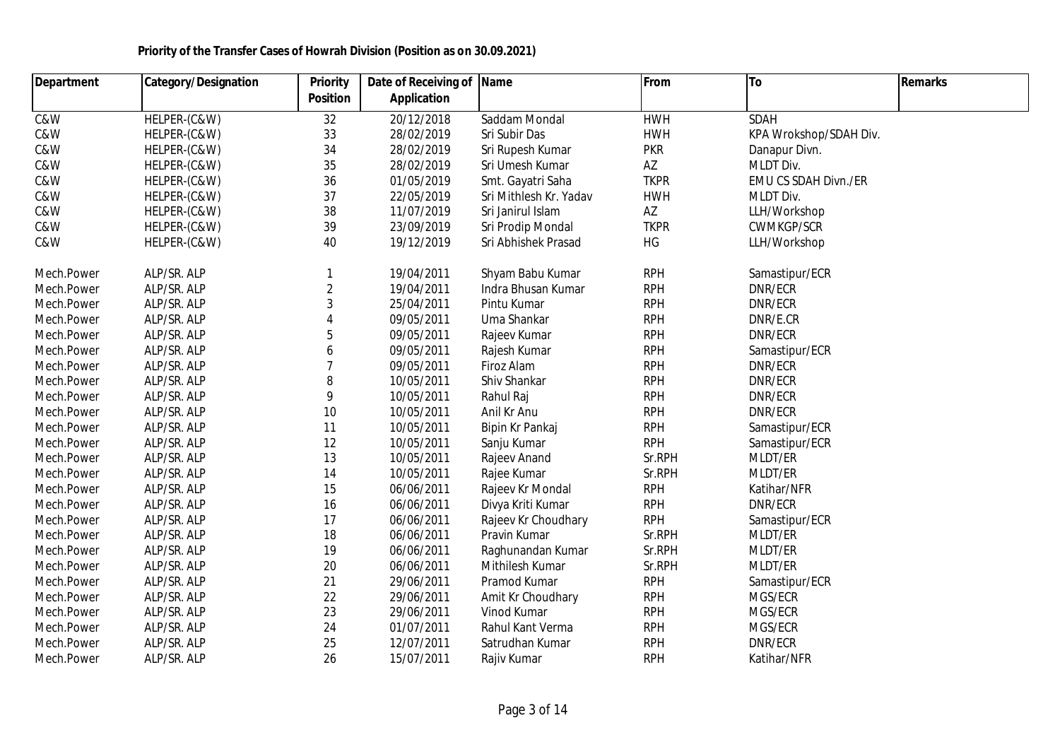**Priority of the Transfer Cases of Howrah Division (Position as on 30.09.2021)**

| Department | Category/Designation | Priority Position | Date of Receiving of Application | Name | From | To | Remarks |
|---|---|---|---|---|---|---|---|
| C&W | HELPER-(C&W) | 32 | 20/12/2018 | Saddam Mondal | HWH | SDAH | |
| C&W | HELPER-(C&W) | 33 | 28/02/2019 | Sri Subir Das | HWH | KPA Wrokshop/SDAH Div. | |
| C&W | HELPER-(C&W) | 34 | 28/02/2019 | Sri Rupesh Kumar | PKR | Danapur Divn. | |
| C&W | HELPER-(C&W) | 35 | 28/02/2019 | Sri Umesh Kumar | AZ | MLDT Div. | |
| C&W | HELPER-(C&W) | 36 | 01/05/2019 | Smt. Gayatri Saha | TKPR | EMU CS SDAH Divn./ER | |
| C&W | HELPER-(C&W) | 37 | 22/05/2019 | Sri Mithlesh Kr. Yadav | HWH | MLDT Div. | |
| C&W | HELPER-(C&W) | 38 | 11/07/2019 | Sri Janirul Islam | AZ | LLH/Workshop | |
| C&W | HELPER-(C&W) | 39 | 23/09/2019 | Sri Prodip Mondal | TKPR | CWMKGP/SCR | |
| C&W | HELPER-(C&W) | 40 | 19/12/2019 | Sri Abhishek Prasad | HG | LLH/Workshop | |
| Mech.Power | ALP/SR. ALP | 1 | 19/04/2011 | Shyam Babu Kumar | RPH | Samastipur/ECR | |
| Mech.Power | ALP/SR. ALP | 2 | 19/04/2011 | Indra Bhusan Kumar | RPH | DNR/ECR | |
| Mech.Power | ALP/SR. ALP | 3 | 25/04/2011 | Pintu Kumar | RPH | DNR/ECR | |
| Mech.Power | ALP/SR. ALP | 4 | 09/05/2011 | Uma Shankar | RPH | DNR/E.CR | |
| Mech.Power | ALP/SR. ALP | 5 | 09/05/2011 | Rajeev Kumar | RPH | DNR/ECR | |
| Mech.Power | ALP/SR. ALP | 6 | 09/05/2011 | Rajesh Kumar | RPH | Samastipur/ECR | |
| Mech.Power | ALP/SR. ALP | 7 | 09/05/2011 | Firoz Alam | RPH | DNR/ECR | |
| Mech.Power | ALP/SR. ALP | 8 | 10/05/2011 | Shiv Shankar | RPH | DNR/ECR | |
| Mech.Power | ALP/SR. ALP | 9 | 10/05/2011 | Rahul Raj | RPH | DNR/ECR | |
| Mech.Power | ALP/SR. ALP | 10 | 10/05/2011 | Anil Kr Anu | RPH | DNR/ECR | |
| Mech.Power | ALP/SR. ALP | 11 | 10/05/2011 | Bipin Kr Pankaj | RPH | Samastipur/ECR | |
| Mech.Power | ALP/SR. ALP | 12 | 10/05/2011 | Sanju Kumar | RPH | Samastipur/ECR | |
| Mech.Power | ALP/SR. ALP | 13 | 10/05/2011 | Rajeev Anand | Sr.RPH | MLDT/ER | |
| Mech.Power | ALP/SR. ALP | 14 | 10/05/2011 | Rajee Kumar | Sr.RPH | MLDT/ER | |
| Mech.Power | ALP/SR. ALP | 15 | 06/06/2011 | Rajeev Kr Mondal | RPH | Katihar/NFR | |
| Mech.Power | ALP/SR. ALP | 16 | 06/06/2011 | Divya Kriti Kumar | RPH | DNR/ECR | |
| Mech.Power | ALP/SR. ALP | 17 | 06/06/2011 | Rajeev Kr Choudhary | RPH | Samastipur/ECR | |
| Mech.Power | ALP/SR. ALP | 18 | 06/06/2011 | Pravin Kumar | Sr.RPH | MLDT/ER | |
| Mech.Power | ALP/SR. ALP | 19 | 06/06/2011 | Raghunandan Kumar | Sr.RPH | MLDT/ER | |
| Mech.Power | ALP/SR. ALP | 20 | 06/06/2011 | Mithilesh Kumar | Sr.RPH | MLDT/ER | |
| Mech.Power | ALP/SR. ALP | 21 | 29/06/2011 | Pramod Kumar | RPH | Samastipur/ECR | |
| Mech.Power | ALP/SR. ALP | 22 | 29/06/2011 | Amit Kr Choudhary | RPH | MGS/ECR | |
| Mech.Power | ALP/SR. ALP | 23 | 29/06/2011 | Vinod Kumar | RPH | MGS/ECR | |
| Mech.Power | ALP/SR. ALP | 24 | 01/07/2011 | Rahul Kant Verma | RPH | MGS/ECR | |
| Mech.Power | ALP/SR. ALP | 25 | 12/07/2011 | Satrudhan Kumar | RPH | DNR/ECR | |
| Mech.Power | ALP/SR. ALP | 26 | 15/07/2011 | Rajiv Kumar | RPH | Katihar/NFR | |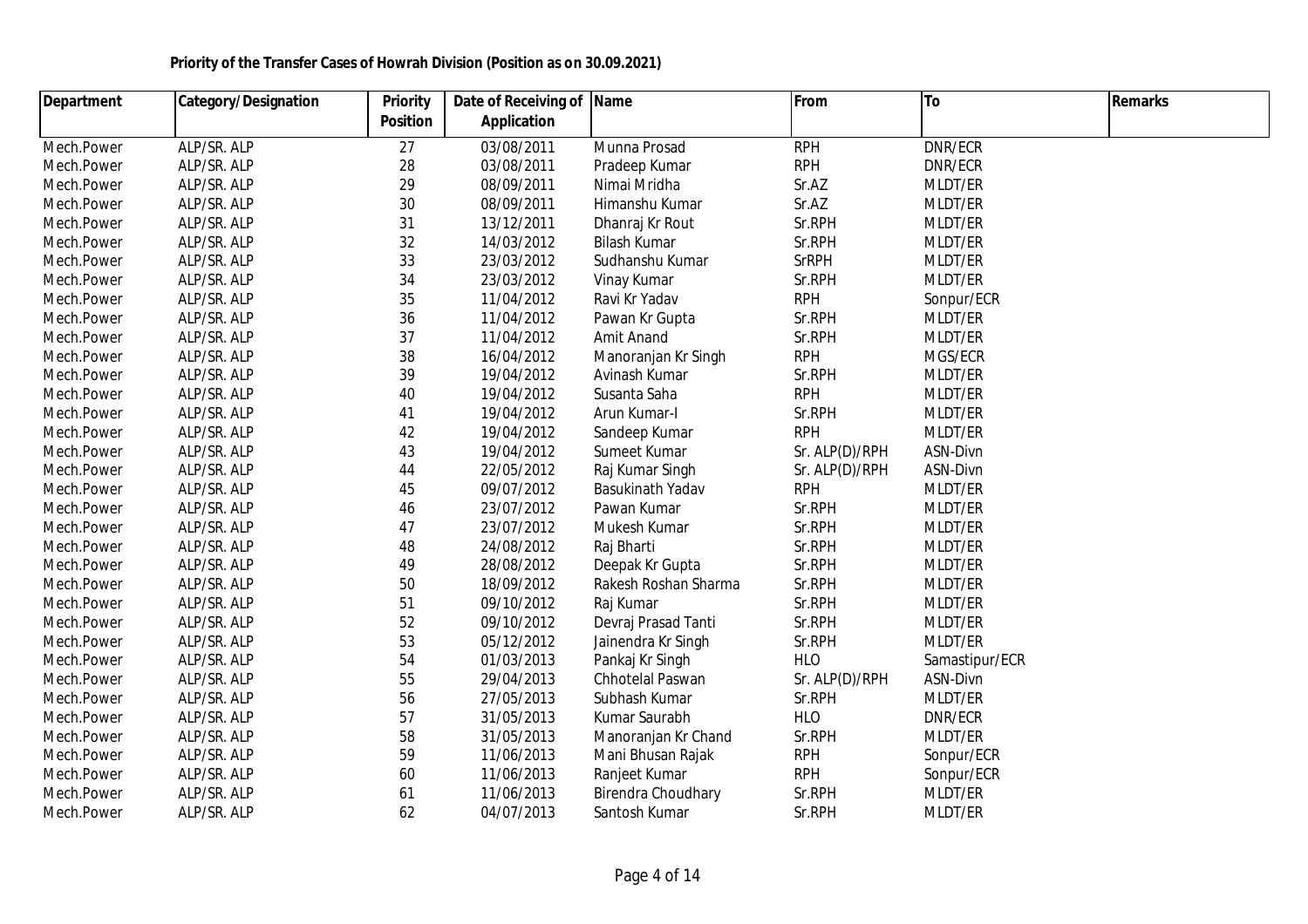**Priority of the Transfer Cases of Howrah Division (Position as on 30.09.2021)**

| Department | Category/Designation | Priority Position | Date of Receiving of Application | Name | From | To | Remarks |
|---|---|---|---|---|---|---|---|
| Mech.Power | ALP/SR. ALP | 27 | 03/08/2011 | Munna Prosad | RPH | DNR/ECR | |
| Mech.Power | ALP/SR. ALP | 28 | 03/08/2011 | Pradeep Kumar | RPH | DNR/ECR | |
| Mech.Power | ALP/SR. ALP | 29 | 08/09/2011 | Nimai Mridha | Sr.AZ | MLDT/ER | |
| Mech.Power | ALP/SR. ALP | 30 | 08/09/2011 | Himanshu Kumar | Sr.AZ | MLDT/ER | |
| Mech.Power | ALP/SR. ALP | 31 | 13/12/2011 | Dhanraj Kr Rout | Sr.RPH | MLDT/ER | |
| Mech.Power | ALP/SR. ALP | 32 | 14/03/2012 | Bilash Kumar | Sr.RPH | MLDT/ER | |
| Mech.Power | ALP/SR. ALP | 33 | 23/03/2012 | Sudhanshu Kumar | SrRPH | MLDT/ER | |
| Mech.Power | ALP/SR. ALP | 34 | 23/03/2012 | Vinay Kumar | Sr.RPH | MLDT/ER | |
| Mech.Power | ALP/SR. ALP | 35 | 11/04/2012 | Ravi Kr Yadav | RPH | Sonpur/ECR | |
| Mech.Power | ALP/SR. ALP | 36 | 11/04/2012 | Pawan Kr Gupta | Sr.RPH | MLDT/ER | |
| Mech.Power | ALP/SR. ALP | 37 | 11/04/2012 | Amit Anand | Sr.RPH | MLDT/ER | |
| Mech.Power | ALP/SR. ALP | 38 | 16/04/2012 | Manoranjan Kr Singh | RPH | MGS/ECR | |
| Mech.Power | ALP/SR. ALP | 39 | 19/04/2012 | Avinash Kumar | Sr.RPH | MLDT/ER | |
| Mech.Power | ALP/SR. ALP | 40 | 19/04/2012 | Susanta Saha | RPH | MLDT/ER | |
| Mech.Power | ALP/SR. ALP | 41 | 19/04/2012 | Arun Kumar-I | Sr.RPH | MLDT/ER | |
| Mech.Power | ALP/SR. ALP | 42 | 19/04/2012 | Sandeep Kumar | RPH | MLDT/ER | |
| Mech.Power | ALP/SR. ALP | 43 | 19/04/2012 | Sumeet Kumar | Sr. ALP(D)/RPH | ASN-Divn | |
| Mech.Power | ALP/SR. ALP | 44 | 22/05/2012 | Raj Kumar Singh | Sr. ALP(D)/RPH | ASN-Divn | |
| Mech.Power | ALP/SR. ALP | 45 | 09/07/2012 | Basukinath Yadav | RPH | MLDT/ER | |
| Mech.Power | ALP/SR. ALP | 46 | 23/07/2012 | Pawan Kumar | Sr.RPH | MLDT/ER | |
| Mech.Power | ALP/SR. ALP | 47 | 23/07/2012 | Mukesh Kumar | Sr.RPH | MLDT/ER | |
| Mech.Power | ALP/SR. ALP | 48 | 24/08/2012 | Raj Bharti | Sr.RPH | MLDT/ER | |
| Mech.Power | ALP/SR. ALP | 49 | 28/08/2012 | Deepak Kr Gupta | Sr.RPH | MLDT/ER | |
| Mech.Power | ALP/SR. ALP | 50 | 18/09/2012 | Rakesh Roshan Sharma | Sr.RPH | MLDT/ER | |
| Mech.Power | ALP/SR. ALP | 51 | 09/10/2012 | Raj Kumar | Sr.RPH | MLDT/ER | |
| Mech.Power | ALP/SR. ALP | 52 | 09/10/2012 | Devraj Prasad Tanti | Sr.RPH | MLDT/ER | |
| Mech.Power | ALP/SR. ALP | 53 | 05/12/2012 | Jainendra Kr Singh | Sr.RPH | MLDT/ER | |
| Mech.Power | ALP/SR. ALP | 54 | 01/03/2013 | Pankaj Kr Singh | HLO | Samastipur/ECR | |
| Mech.Power | ALP/SR. ALP | 55 | 29/04/2013 | Chhotelal Paswan | Sr. ALP(D)/RPH | ASN-Divn | |
| Mech.Power | ALP/SR. ALP | 56 | 27/05/2013 | Subhash Kumar | Sr.RPH | MLDT/ER | |
| Mech.Power | ALP/SR. ALP | 57 | 31/05/2013 | Kumar Saurabh | HLO | DNR/ECR | |
| Mech.Power | ALP/SR. ALP | 58 | 31/05/2013 | Manoranjan Kr Chand | Sr.RPH | MLDT/ER | |
| Mech.Power | ALP/SR. ALP | 59 | 11/06/2013 | Mani Bhusan Rajak | RPH | Sonpur/ECR | |
| Mech.Power | ALP/SR. ALP | 60 | 11/06/2013 | Ranjeet Kumar | RPH | Sonpur/ECR | |
| Mech.Power | ALP/SR. ALP | 61 | 11/06/2013 | Birendra Choudhary | Sr.RPH | MLDT/ER | |
| Mech.Power | ALP/SR. ALP | 62 | 04/07/2013 | Santosh Kumar | Sr.RPH | MLDT/ER | |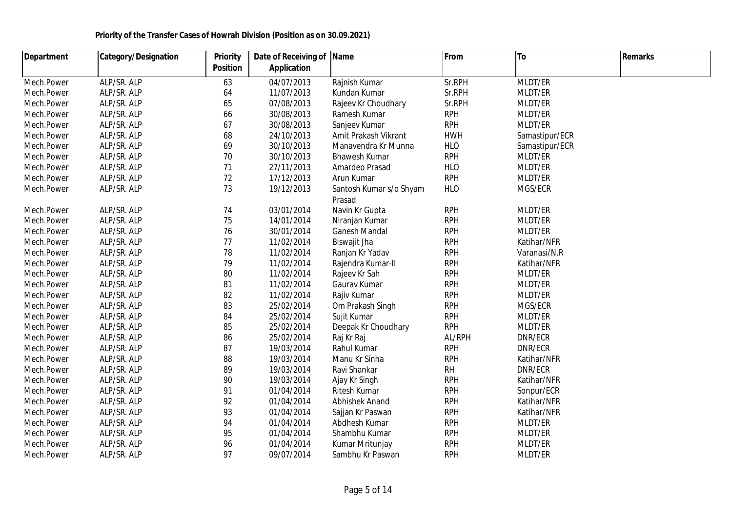**Priority of the Transfer Cases of Howrah Division (Position as on 30.09.2021)**

| Department | Category/Designation | Priority Position | Date of Receiving of Application | Name | From | To | Remarks |
|---|---|---|---|---|---|---|---|
| Mech.Power | ALP/SR. ALP | 63 | 04/07/2013 | Rajnish Kumar | Sr.RPH | MLDT/ER | |
| Mech.Power | ALP/SR. ALP | 64 | 11/07/2013 | Kundan Kumar | Sr.RPH | MLDT/ER | |
| Mech.Power | ALP/SR. ALP | 65 | 07/08/2013 | Rajeev Kr Choudhary | Sr.RPH | MLDT/ER | |
| Mech.Power | ALP/SR. ALP | 66 | 30/08/2013 | Ramesh Kumar | RPH | MLDT/ER | |
| Mech.Power | ALP/SR. ALP | 67 | 30/08/2013 | Sanjeev Kumar | RPH | MLDT/ER | |
| Mech.Power | ALP/SR. ALP | 68 | 24/10/2013 | Amit Prakash Vikrant | HWH | Samastipur/ECR | |
| Mech.Power | ALP/SR. ALP | 69 | 30/10/2013 | Manavendra Kr Munna | HLO | Samastipur/ECR | |
| Mech.Power | ALP/SR. ALP | 70 | 30/10/2013 | Bhawesh Kumar | RPH | MLDT/ER | |
| Mech.Power | ALP/SR. ALP | 71 | 27/11/2013 | Amardeo Prasad | HLO | MLDT/ER | |
| Mech.Power | ALP/SR. ALP | 72 | 17/12/2013 | Arun Kumar | RPH | MLDT/ER | |
| Mech.Power | ALP/SR. ALP | 73 | 19/12/2013 | Santosh Kumar s/o Shyam Prasad | HLO | MGS/ECR | |
| Mech.Power | ALP/SR. ALP | 74 | 03/01/2014 | Navin Kr Gupta | RPH | MLDT/ER | |
| Mech.Power | ALP/SR. ALP | 75 | 14/01/2014 | Niranjan Kumar | RPH | MLDT/ER | |
| Mech.Power | ALP/SR. ALP | 76 | 30/01/2014 | Ganesh Mandal | RPH | MLDT/ER | |
| Mech.Power | ALP/SR. ALP | 77 | 11/02/2014 | Biswajit Jha | RPH | Katihar/NFR | |
| Mech.Power | ALP/SR. ALP | 78 | 11/02/2014 | Ranjan Kr Yadav | RPH | Varanasi/N.R | |
| Mech.Power | ALP/SR. ALP | 79 | 11/02/2014 | Rajendra Kumar-II | RPH | Katihar/NFR | |
| Mech.Power | ALP/SR. ALP | 80 | 11/02/2014 | Rajeev Kr Sah | RPH | MLDT/ER | |
| Mech.Power | ALP/SR. ALP | 81 | 11/02/2014 | Gaurav Kumar | RPH | MLDT/ER | |
| Mech.Power | ALP/SR. ALP | 82 | 11/02/2014 | Rajiv Kumar | RPH | MLDT/ER | |
| Mech.Power | ALP/SR. ALP | 83 | 25/02/2014 | Om Prakash Singh | RPH | MGS/ECR | |
| Mech.Power | ALP/SR. ALP | 84 | 25/02/2014 | Sujit Kumar | RPH | MLDT/ER | |
| Mech.Power | ALP/SR. ALP | 85 | 25/02/2014 | Deepak Kr Choudhary | RPH | MLDT/ER | |
| Mech.Power | ALP/SR. ALP | 86 | 25/02/2014 | Raj Kr Raj | AL/RPH | DNR/ECR | |
| Mech.Power | ALP/SR. ALP | 87 | 19/03/2014 | Rahul Kumar | RPH | DNR/ECR | |
| Mech.Power | ALP/SR. ALP | 88 | 19/03/2014 | Manu Kr Sinha | RPH | Katihar/NFR | |
| Mech.Power | ALP/SR. ALP | 89 | 19/03/2014 | Ravi Shankar | RH | DNR/ECR | |
| Mech.Power | ALP/SR. ALP | 90 | 19/03/2014 | Ajay Kr Singh | RPH | Katihar/NFR | |
| Mech.Power | ALP/SR. ALP | 91 | 01/04/2014 | Ritesh Kumar | RPH | Sonpur/ECR | |
| Mech.Power | ALP/SR. ALP | 92 | 01/04/2014 | Abhishek Anand | RPH | Katihar/NFR | |
| Mech.Power | ALP/SR. ALP | 93 | 01/04/2014 | Sajjan Kr Paswan | RPH | Katihar/NFR | |
| Mech.Power | ALP/SR. ALP | 94 | 01/04/2014 | Abdhesh Kumar | RPH | MLDT/ER | |
| Mech.Power | ALP/SR. ALP | 95 | 01/04/2014 | Shambhu Kumar | RPH | MLDT/ER | |
| Mech.Power | ALP/SR. ALP | 96 | 01/04/2014 | Kumar Mritunjay | RPH | MLDT/ER | |
| Mech.Power | ALP/SR. ALP | 97 | 09/07/2014 | Sambhu Kr Paswan | RPH | MLDT/ER | |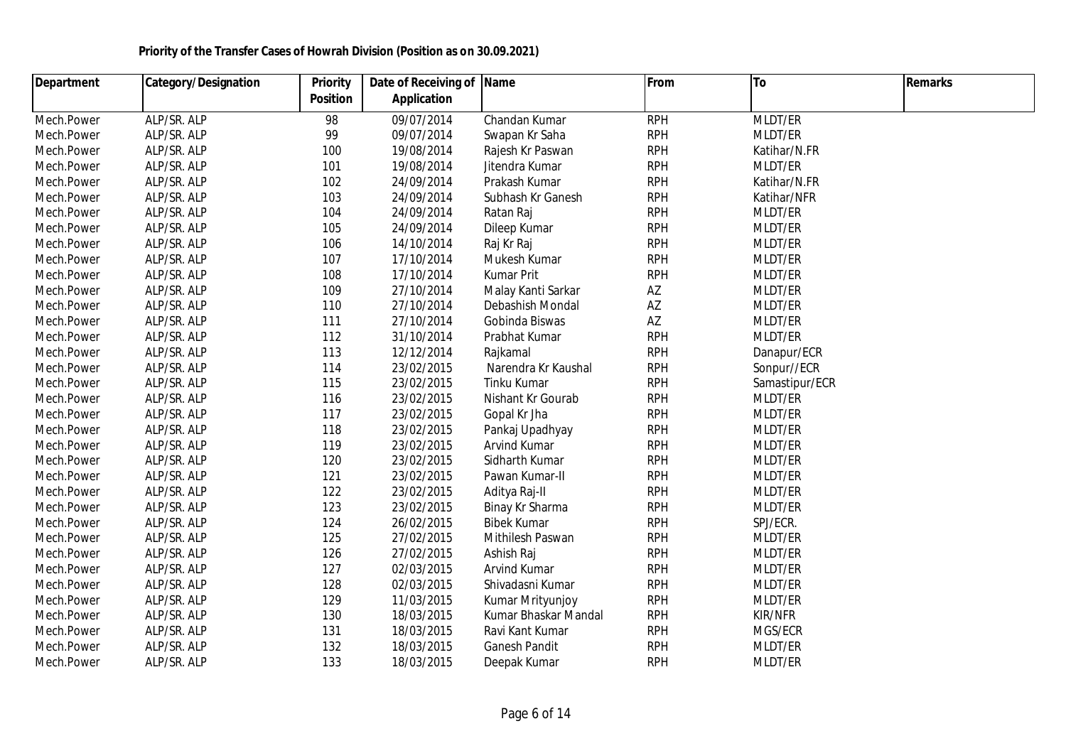**Priority of the Transfer Cases of Howrah Division (Position as on 30.09.2021)**

| Department | Category/Designation | Priority Position | Date of Receiving of Application | Name | From | To | Remarks |
|---|---|---|---|---|---|---|---|
| Mech.Power | ALP/SR. ALP | 98 | 09/07/2014 | Chandan Kumar | RPH | MLDT/ER | |
| Mech.Power | ALP/SR. ALP | 99 | 09/07/2014 | Swapan Kr Saha | RPH | MLDT/ER | |
| Mech.Power | ALP/SR. ALP | 100 | 19/08/2014 | Rajesh Kr Paswan | RPH | Katihar/N.FR | |
| Mech.Power | ALP/SR. ALP | 101 | 19/08/2014 | Jitendra Kumar | RPH | MLDT/ER | |
| Mech.Power | ALP/SR. ALP | 102 | 24/09/2014 | Prakash Kumar | RPH | Katihar/N.FR | |
| Mech.Power | ALP/SR. ALP | 103 | 24/09/2014 | Subhash Kr Ganesh | RPH | Katihar/NFR | |
| Mech.Power | ALP/SR. ALP | 104 | 24/09/2014 | Ratan Raj | RPH | MLDT/ER | |
| Mech.Power | ALP/SR. ALP | 105 | 24/09/2014 | Dileep Kumar | RPH | MLDT/ER | |
| Mech.Power | ALP/SR. ALP | 106 | 14/10/2014 | Raj Kr Raj | RPH | MLDT/ER | |
| Mech.Power | ALP/SR. ALP | 107 | 17/10/2014 | Mukesh Kumar | RPH | MLDT/ER | |
| Mech.Power | ALP/SR. ALP | 108 | 17/10/2014 | Kumar Prit | RPH | MLDT/ER | |
| Mech.Power | ALP/SR. ALP | 109 | 27/10/2014 | Malay Kanti Sarkar | AZ | MLDT/ER | |
| Mech.Power | ALP/SR. ALP | 110 | 27/10/2014 | Debashish Mondal | AZ | MLDT/ER | |
| Mech.Power | ALP/SR. ALP | 111 | 27/10/2014 | Gobinda Biswas | AZ | MLDT/ER | |
| Mech.Power | ALP/SR. ALP | 112 | 31/10/2014 | Prabhat Kumar | RPH | MLDT/ER | |
| Mech.Power | ALP/SR. ALP | 113 | 12/12/2014 | Rajkamal | RPH | Danapur/ECR | |
| Mech.Power | ALP/SR. ALP | 114 | 23/02/2015 | Narendra Kr Kaushal | RPH | Sonpur//ECR | |
| Mech.Power | ALP/SR. ALP | 115 | 23/02/2015 | Tinku Kumar | RPH | Samastipur/ECR | |
| Mech.Power | ALP/SR. ALP | 116 | 23/02/2015 | Nishant Kr Gourab | RPH | MLDT/ER | |
| Mech.Power | ALP/SR. ALP | 117 | 23/02/2015 | Gopal Kr Jha | RPH | MLDT/ER | |
| Mech.Power | ALP/SR. ALP | 118 | 23/02/2015 | Pankaj Upadhyay | RPH | MLDT/ER | |
| Mech.Power | ALP/SR. ALP | 119 | 23/02/2015 | Arvind Kumar | RPH | MLDT/ER | |
| Mech.Power | ALP/SR. ALP | 120 | 23/02/2015 | Sidharth Kumar | RPH | MLDT/ER | |
| Mech.Power | ALP/SR. ALP | 121 | 23/02/2015 | Pawan Kumar-II | RPH | MLDT/ER | |
| Mech.Power | ALP/SR. ALP | 122 | 23/02/2015 | Aditya Raj-II | RPH | MLDT/ER | |
| Mech.Power | ALP/SR. ALP | 123 | 23/02/2015 | Binay Kr Sharma | RPH | MLDT/ER | |
| Mech.Power | ALP/SR. ALP | 124 | 26/02/2015 | Bibek Kumar | RPH | SPJ/ECR. | |
| Mech.Power | ALP/SR. ALP | 125 | 27/02/2015 | Mithilesh Paswan | RPH | MLDT/ER | |
| Mech.Power | ALP/SR. ALP | 126 | 27/02/2015 | Ashish Raj | RPH | MLDT/ER | |
| Mech.Power | ALP/SR. ALP | 127 | 02/03/2015 | Arvind Kumar | RPH | MLDT/ER | |
| Mech.Power | ALP/SR. ALP | 128 | 02/03/2015 | Shivadasni Kumar | RPH | MLDT/ER | |
| Mech.Power | ALP/SR. ALP | 129 | 11/03/2015 | Kumar Mrityunjoy | RPH | MLDT/ER | |
| Mech.Power | ALP/SR. ALP | 130 | 18/03/2015 | Kumar Bhaskar Mandal | RPH | KIR/NFR | |
| Mech.Power | ALP/SR. ALP | 131 | 18/03/2015 | Ravi Kant Kumar | RPH | MGS/ECR | |
| Mech.Power | ALP/SR. ALP | 132 | 18/03/2015 | Ganesh Pandit | RPH | MLDT/ER | |
| Mech.Power | ALP/SR. ALP | 133 | 18/03/2015 | Deepak Kumar | RPH | MLDT/ER | |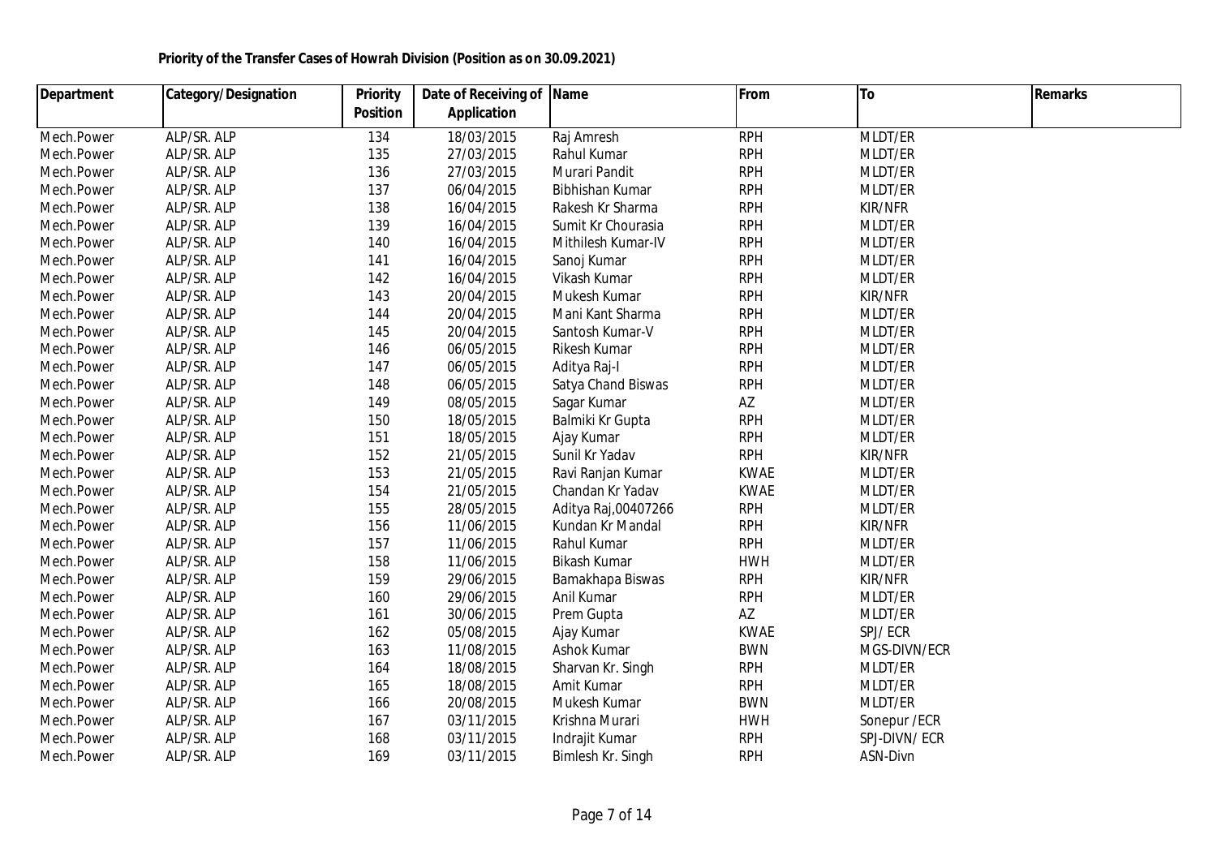**Priority of the Transfer Cases of Howrah Division (Position as on 30.09.2021)**

| Department | Category/Designation | Priority Position | Date of Receiving of Application | Name | From | To | Remarks |
|---|---|---|---|---|---|---|---|
| Mech.Power | ALP/SR. ALP | 134 | 18/03/2015 | Raj Amresh | RPH | MLDT/ER | |
| Mech.Power | ALP/SR. ALP | 135 | 27/03/2015 | Rahul Kumar | RPH | MLDT/ER | |
| Mech.Power | ALP/SR. ALP | 136 | 27/03/2015 | Murari Pandit | RPH | MLDT/ER | |
| Mech.Power | ALP/SR. ALP | 137 | 06/04/2015 | Bibhishan Kumar | RPH | MLDT/ER | |
| Mech.Power | ALP/SR. ALP | 138 | 16/04/2015 | Rakesh Kr Sharma | RPH | KIR/NFR | |
| Mech.Power | ALP/SR. ALP | 139 | 16/04/2015 | Sumit Kr Chourasia | RPH | MLDT/ER | |
| Mech.Power | ALP/SR. ALP | 140 | 16/04/2015 | Mithilesh Kumar-IV | RPH | MLDT/ER | |
| Mech.Power | ALP/SR. ALP | 141 | 16/04/2015 | Sanoj Kumar | RPH | MLDT/ER | |
| Mech.Power | ALP/SR. ALP | 142 | 16/04/2015 | Vikash Kumar | RPH | MLDT/ER | |
| Mech.Power | ALP/SR. ALP | 143 | 20/04/2015 | Mukesh Kumar | RPH | KIR/NFR | |
| Mech.Power | ALP/SR. ALP | 144 | 20/04/2015 | Mani Kant Sharma | RPH | MLDT/ER | |
| Mech.Power | ALP/SR. ALP | 145 | 20/04/2015 | Santosh Kumar-V | RPH | MLDT/ER | |
| Mech.Power | ALP/SR. ALP | 146 | 06/05/2015 | Rikesh Kumar | RPH | MLDT/ER | |
| Mech.Power | ALP/SR. ALP | 147 | 06/05/2015 | Aditya Raj-I | RPH | MLDT/ER | |
| Mech.Power | ALP/SR. ALP | 148 | 06/05/2015 | Satya Chand Biswas | RPH | MLDT/ER | |
| Mech.Power | ALP/SR. ALP | 149 | 08/05/2015 | Sagar Kumar | AZ | MLDT/ER | |
| Mech.Power | ALP/SR. ALP | 150 | 18/05/2015 | Balmiki Kr Gupta | RPH | MLDT/ER | |
| Mech.Power | ALP/SR. ALP | 151 | 18/05/2015 | Ajay Kumar | RPH | MLDT/ER | |
| Mech.Power | ALP/SR. ALP | 152 | 21/05/2015 | Sunil Kr Yadav | RPH | KIR/NFR | |
| Mech.Power | ALP/SR. ALP | 153 | 21/05/2015 | Ravi Ranjan Kumar | KWAE | MLDT/ER | |
| Mech.Power | ALP/SR. ALP | 154 | 21/05/2015 | Chandan Kr Yadav | KWAE | MLDT/ER | |
| Mech.Power | ALP/SR. ALP | 155 | 28/05/2015 | Aditya Raj,00407266 | RPH | MLDT/ER | |
| Mech.Power | ALP/SR. ALP | 156 | 11/06/2015 | Kundan Kr Mandal | RPH | KIR/NFR | |
| Mech.Power | ALP/SR. ALP | 157 | 11/06/2015 | Rahul Kumar | RPH | MLDT/ER | |
| Mech.Power | ALP/SR. ALP | 158 | 11/06/2015 | Bikash Kumar | HWH | MLDT/ER | |
| Mech.Power | ALP/SR. ALP | 159 | 29/06/2015 | Bamakhapa Biswas | RPH | KIR/NFR | |
| Mech.Power | ALP/SR. ALP | 160 | 29/06/2015 | Anil Kumar | RPH | MLDT/ER | |
| Mech.Power | ALP/SR. ALP | 161 | 30/06/2015 | Prem Gupta | AZ | MLDT/ER | |
| Mech.Power | ALP/SR. ALP | 162 | 05/08/2015 | Ajay Kumar | KWAE | SPJ/ ECR | |
| Mech.Power | ALP/SR. ALP | 163 | 11/08/2015 | Ashok Kumar | BWN | MGS-DIVN/ECR | |
| Mech.Power | ALP/SR. ALP | 164 | 18/08/2015 | Sharvan Kr. Singh | RPH | MLDT/ER | |
| Mech.Power | ALP/SR. ALP | 165 | 18/08/2015 | Amit Kumar | RPH | MLDT/ER | |
| Mech.Power | ALP/SR. ALP | 166 | 20/08/2015 | Mukesh Kumar | BWN | MLDT/ER | |
| Mech.Power | ALP/SR. ALP | 167 | 03/11/2015 | Krishna Murari | HWH | Sonepur /ECR | |
| Mech.Power | ALP/SR. ALP | 168 | 03/11/2015 | Indrajit Kumar | RPH | SPJ-DIVN/ ECR | |
| Mech.Power | ALP/SR. ALP | 169 | 03/11/2015 | Bimlesh Kr. Singh | RPH | ASN-Divn | |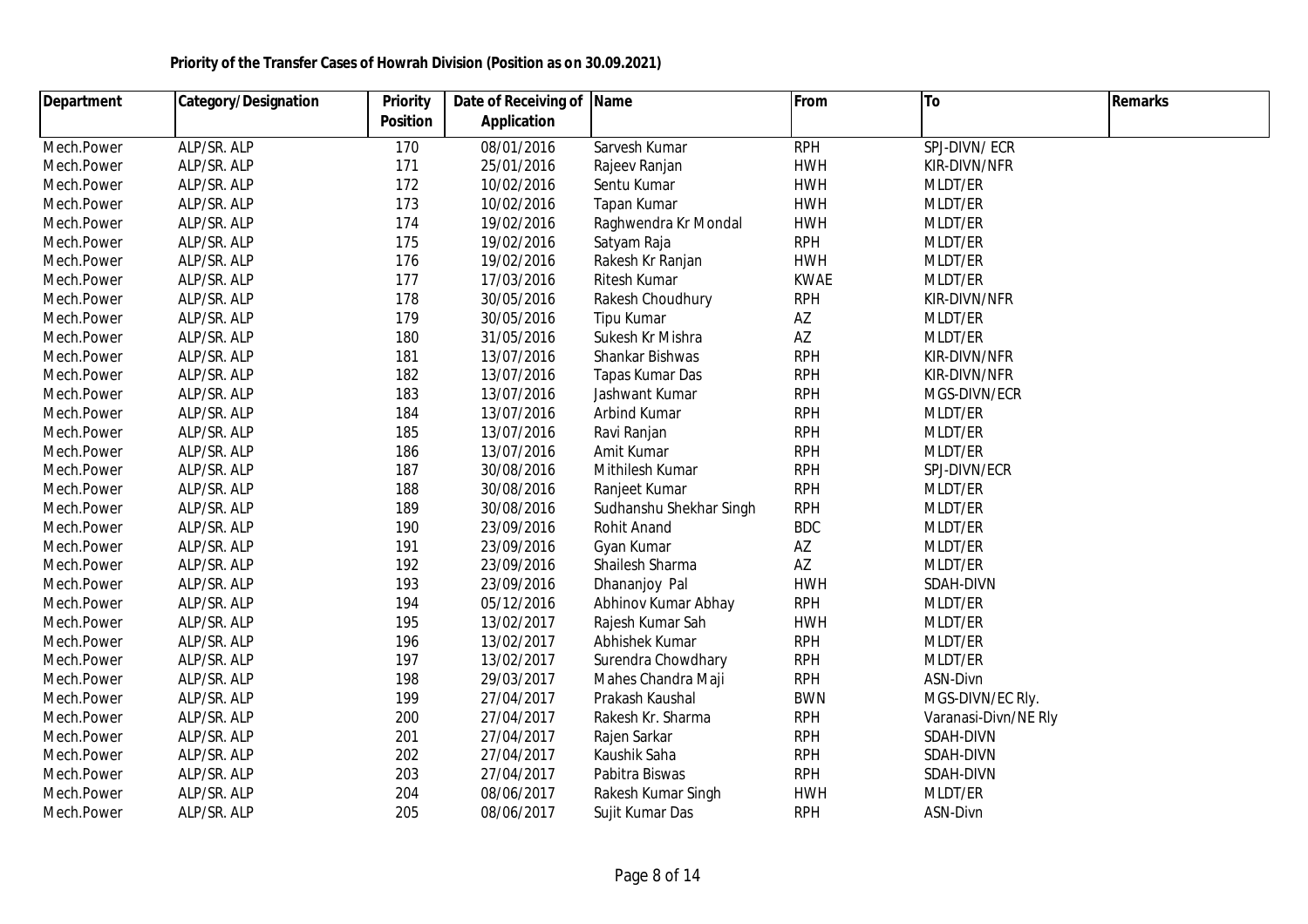**Priority of the Transfer Cases of Howrah Division (Position as on 30.09.2021)**

| Department | Category/Designation | Priority Position | Date of Receiving of Application | Name | From | To | Remarks |
|---|---|---|---|---|---|---|---|
| Mech.Power | ALP/SR. ALP | 170 | 08/01/2016 | Sarvesh Kumar | RPH | SPJ-DIVN/ ECR | |
| Mech.Power | ALP/SR. ALP | 171 | 25/01/2016 | Rajeev Ranjan | HWH | KIR-DIVN/NFR | |
| Mech.Power | ALP/SR. ALP | 172 | 10/02/2016 | Sentu Kumar | HWH | MLDT/ER | |
| Mech.Power | ALP/SR. ALP | 173 | 10/02/2016 | Tapan Kumar | HWH | MLDT/ER | |
| Mech.Power | ALP/SR. ALP | 174 | 19/02/2016 | Raghwendra Kr Mondal | HWH | MLDT/ER | |
| Mech.Power | ALP/SR. ALP | 175 | 19/02/2016 | Satyam Raja | RPH | MLDT/ER | |
| Mech.Power | ALP/SR. ALP | 176 | 19/02/2016 | Rakesh Kr Ranjan | HWH | MLDT/ER | |
| Mech.Power | ALP/SR. ALP | 177 | 17/03/2016 | Ritesh Kumar | KWAE | MLDT/ER | |
| Mech.Power | ALP/SR. ALP | 178 | 30/05/2016 | Rakesh Choudhury | RPH | KIR-DIVN/NFR | |
| Mech.Power | ALP/SR. ALP | 179 | 30/05/2016 | Tipu Kumar | AZ | MLDT/ER | |
| Mech.Power | ALP/SR. ALP | 180 | 31/05/2016 | Sukesh Kr Mishra | AZ | MLDT/ER | |
| Mech.Power | ALP/SR. ALP | 181 | 13/07/2016 | Shankar Bishwas | RPH | KIR-DIVN/NFR | |
| Mech.Power | ALP/SR. ALP | 182 | 13/07/2016 | Tapas Kumar Das | RPH | KIR-DIVN/NFR | |
| Mech.Power | ALP/SR. ALP | 183 | 13/07/2016 | Jashwant Kumar | RPH | MGS-DIVN/ECR | |
| Mech.Power | ALP/SR. ALP | 184 | 13/07/2016 | Arbind Kumar | RPH | MLDT/ER | |
| Mech.Power | ALP/SR. ALP | 185 | 13/07/2016 | Ravi Ranjan | RPH | MLDT/ER | |
| Mech.Power | ALP/SR. ALP | 186 | 13/07/2016 | Amit Kumar | RPH | MLDT/ER | |
| Mech.Power | ALP/SR. ALP | 187 | 30/08/2016 | Mithilesh Kumar | RPH | SPJ-DIVN/ECR | |
| Mech.Power | ALP/SR. ALP | 188 | 30/08/2016 | Ranjeet Kumar | RPH | MLDT/ER | |
| Mech.Power | ALP/SR. ALP | 189 | 30/08/2016 | Sudhanshu Shekhar Singh | RPH | MLDT/ER | |
| Mech.Power | ALP/SR. ALP | 190 | 23/09/2016 | Rohit Anand | BDC | MLDT/ER | |
| Mech.Power | ALP/SR. ALP | 191 | 23/09/2016 | Gyan Kumar | AZ | MLDT/ER | |
| Mech.Power | ALP/SR. ALP | 192 | 23/09/2016 | Shailesh Sharma | AZ | MLDT/ER | |
| Mech.Power | ALP/SR. ALP | 193 | 23/09/2016 | Dhananjoy Pal | HWH | SDAH-DIVN | |
| Mech.Power | ALP/SR. ALP | 194 | 05/12/2016 | Abhinov Kumar Abhay | RPH | MLDT/ER | |
| Mech.Power | ALP/SR. ALP | 195 | 13/02/2017 | Rajesh Kumar Sah | HWH | MLDT/ER | |
| Mech.Power | ALP/SR. ALP | 196 | 13/02/2017 | Abhishek Kumar | RPH | MLDT/ER | |
| Mech.Power | ALP/SR. ALP | 197 | 13/02/2017 | Surendra Chowdhary | RPH | MLDT/ER | |
| Mech.Power | ALP/SR. ALP | 198 | 29/03/2017 | Mahes Chandra Maji | RPH | ASN-Divn | |
| Mech.Power | ALP/SR. ALP | 199 | 27/04/2017 | Prakash Kaushal | BWN | MGS-DIVN/EC Rly. | |
| Mech.Power | ALP/SR. ALP | 200 | 27/04/2017 | Rakesh Kr. Sharma | RPH | Varanasi-Divn/NE Rly | |
| Mech.Power | ALP/SR. ALP | 201 | 27/04/2017 | Rajen Sarkar | RPH | SDAH-DIVN | |
| Mech.Power | ALP/SR. ALP | 202 | 27/04/2017 | Kaushik Saha | RPH | SDAH-DIVN | |
| Mech.Power | ALP/SR. ALP | 203 | 27/04/2017 | Pabitra Biswas | RPH | SDAH-DIVN | |
| Mech.Power | ALP/SR. ALP | 204 | 08/06/2017 | Rakesh Kumar Singh | HWH | MLDT/ER | |
| Mech.Power | ALP/SR. ALP | 205 | 08/06/2017 | Sujit Kumar Das | RPH | ASN-Divn | |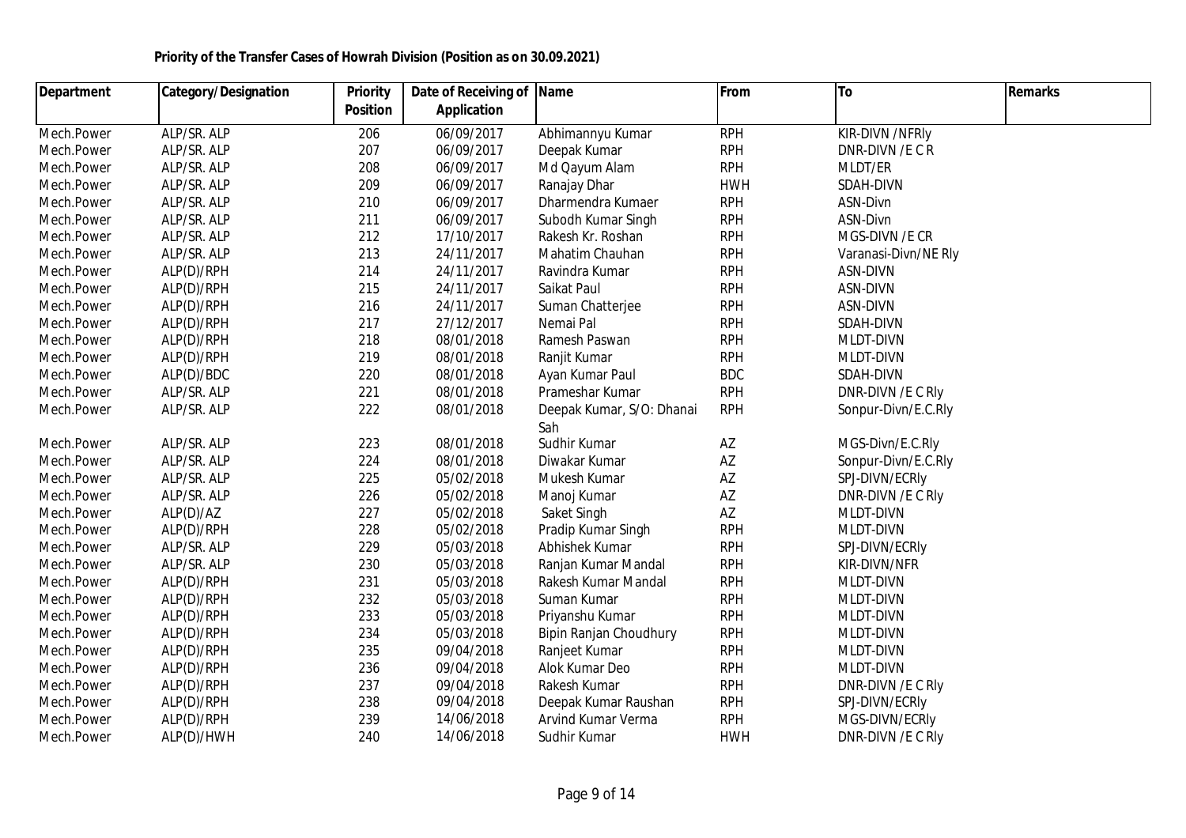**Priority of the Transfer Cases of Howrah Division (Position as on 30.09.2021)**

| Department | Category/Designation | Priority Position | Date of Receiving of Application | Name | From | To | Remarks |
|---|---|---|---|---|---|---|---|
| Mech.Power | ALP/SR. ALP | 206 | 06/09/2017 | Abhimannyu Kumar | RPH | KIR-DIVN /NFRly | |
| Mech.Power | ALP/SR. ALP | 207 | 06/09/2017 | Deepak Kumar | RPH | DNR-DIVN /E C R | |
| Mech.Power | ALP/SR. ALP | 208 | 06/09/2017 | Md Qayum Alam | RPH | MLDT/ER | |
| Mech.Power | ALP/SR. ALP | 209 | 06/09/2017 | Ranajay Dhar | HWH | SDAH-DIVN | |
| Mech.Power | ALP/SR. ALP | 210 | 06/09/2017 | Dharmendra Kumaer | RPH | ASN-Divn | |
| Mech.Power | ALP/SR. ALP | 211 | 06/09/2017 | Subodh Kumar Singh | RPH | ASN-Divn | |
| Mech.Power | ALP/SR. ALP | 212 | 17/10/2017 | Rakesh Kr. Roshan | RPH | MGS-DIVN /E CR | |
| Mech.Power | ALP/SR. ALP | 213 | 24/11/2017 | Mahatim Chauhan | RPH | Varanasi-Divn/NE Rly | |
| Mech.Power | ALP(D)/RPH | 214 | 24/11/2017 | Ravindra Kumar | RPH | ASN-DIVN | |
| Mech.Power | ALP(D)/RPH | 215 | 24/11/2017 | Saikat Paul | RPH | ASN-DIVN | |
| Mech.Power | ALP(D)/RPH | 216 | 24/11/2017 | Suman Chatterjee | RPH | ASN-DIVN | |
| Mech.Power | ALP(D)/RPH | 217 | 27/12/2017 | Nemai Pal | RPH | SDAH-DIVN | |
| Mech.Power | ALP(D)/RPH | 218 | 08/01/2018 | Ramesh Paswan | RPH | MLDT-DIVN | |
| Mech.Power | ALP(D)/RPH | 219 | 08/01/2018 | Ranjit Kumar | RPH | MLDT-DIVN | |
| Mech.Power | ALP(D)/BDC | 220 | 08/01/2018 | Ayan Kumar Paul | BDC | SDAH-DIVN | |
| Mech.Power | ALP/SR. ALP | 221 | 08/01/2018 | Prameshar Kumar | RPH | DNR-DIVN /E C Rly | |
| Mech.Power | ALP/SR. ALP | 222 | 08/01/2018 | Deepak Kumar, S/O: Dhanai Sah | RPH | Sonpur-Divn/E.C.Rly | |
| Mech.Power | ALP/SR. ALP | 223 | 08/01/2018 | Sudhir Kumar | AZ | MGS-Divn/E.C.Rly | |
| Mech.Power | ALP/SR. ALP | 224 | 08/01/2018 | Diwakar Kumar | AZ | Sonpur-Divn/E.C.Rly | |
| Mech.Power | ALP/SR. ALP | 225 | 05/02/2018 | Mukesh Kumar | AZ | SPJ-DIVN/ECRly | |
| Mech.Power | ALP/SR. ALP | 226 | 05/02/2018 | Manoj Kumar | AZ | DNR-DIVN /E C Rly | |
| Mech.Power | ALP(D)/AZ | 227 | 05/02/2018 | Saket Singh | AZ | MLDT-DIVN | |
| Mech.Power | ALP(D)/RPH | 228 | 05/02/2018 | Pradip Kumar Singh | RPH | MLDT-DIVN | |
| Mech.Power | ALP/SR. ALP | 229 | 05/03/2018 | Abhishek Kumar | RPH | SPJ-DIVN/ECRly | |
| Mech.Power | ALP/SR. ALP | 230 | 05/03/2018 | Ranjan Kumar Mandal | RPH | KIR-DIVN/NFR | |
| Mech.Power | ALP(D)/RPH | 231 | 05/03/2018 | Rakesh Kumar Mandal | RPH | MLDT-DIVN | |
| Mech.Power | ALP(D)/RPH | 232 | 05/03/2018 | Suman Kumar | RPH | MLDT-DIVN | |
| Mech.Power | ALP(D)/RPH | 233 | 05/03/2018 | Priyanshu Kumar | RPH | MLDT-DIVN | |
| Mech.Power | ALP(D)/RPH | 234 | 05/03/2018 | Bipin Ranjan Choudhury | RPH | MLDT-DIVN | |
| Mech.Power | ALP(D)/RPH | 235 | 09/04/2018 | Ranjeet Kumar | RPH | MLDT-DIVN | |
| Mech.Power | ALP(D)/RPH | 236 | 09/04/2018 | Alok Kumar Deo | RPH | MLDT-DIVN | |
| Mech.Power | ALP(D)/RPH | 237 | 09/04/2018 | Rakesh Kumar | RPH | DNR-DIVN /E C Rly | |
| Mech.Power | ALP(D)/RPH | 238 | 09/04/2018 | Deepak Kumar Raushan | RPH | SPJ-DIVN/ECRly | |
| Mech.Power | ALP(D)/RPH | 239 | 14/06/2018 | Arvind Kumar Verma | RPH | MGS-DIVN/ECRly | |
| Mech.Power | ALP(D)/HWH | 240 | 14/06/2018 | Sudhir Kumar | HWH | DNR-DIVN /E C Rly | |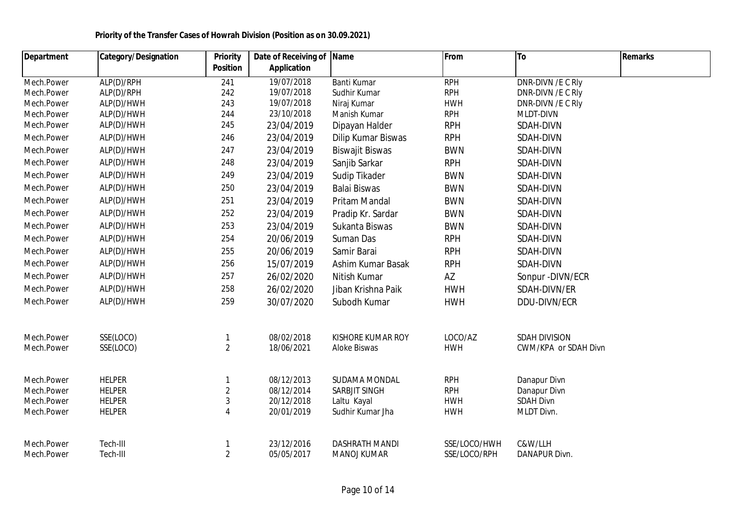**Priority of the Transfer Cases of Howrah Division (Position as on 30.09.2021)**

| Department | Category/Designation | Priority Position | Date of Receiving of Application | Name | From | To | Remarks |
|---|---|---|---|---|---|---|---|
| Mech.Power | ALP(D)/RPH | 241 | 19/07/2018 | Banti Kumar | RPH | DNR-DIVN /E C Rly | |
| Mech.Power | ALP(D)/RPH | 242 | 19/07/2018 | Sudhir Kumar | RPH | DNR-DIVN /E C Rly | |
| Mech.Power | ALP(D)/HWH | 243 | 19/07/2018 | Niraj Kumar | HWH | DNR-DIVN /E C Rly | |
| Mech.Power | ALP(D)/HWH | 244 | 23/10/2018 | Manish Kumar | RPH | MLDT-DIVN | |
| Mech.Power | ALP(D)/HWH | 245 | 23/04/2019 | Dipayan Halder | RPH | SDAH-DIVN | |
| Mech.Power | ALP(D)/HWH | 246 | 23/04/2019 | Dilip Kumar Biswas | RPH | SDAH-DIVN | |
| Mech.Power | ALP(D)/HWH | 247 | 23/04/2019 | Biswajit Biswas | BWN | SDAH-DIVN | |
| Mech.Power | ALP(D)/HWH | 248 | 23/04/2019 | Sanjib Sarkar | RPH | SDAH-DIVN | |
| Mech.Power | ALP(D)/HWH | 249 | 23/04/2019 | Sudip Tikader | BWN | SDAH-DIVN | |
| Mech.Power | ALP(D)/HWH | 250 | 23/04/2019 | Balai Biswas | BWN | SDAH-DIVN | |
| Mech.Power | ALP(D)/HWH | 251 | 23/04/2019 | Pritam Mandal | BWN | SDAH-DIVN | |
| Mech.Power | ALP(D)/HWH | 252 | 23/04/2019 | Pradip Kr. Sardar | BWN | SDAH-DIVN | |
| Mech.Power | ALP(D)/HWH | 253 | 23/04/2019 | Sukanta Biswas | BWN | SDAH-DIVN | |
| Mech.Power | ALP(D)/HWH | 254 | 20/06/2019 | Suman Das | RPH | SDAH-DIVN | |
| Mech.Power | ALP(D)/HWH | 255 | 20/06/2019 | Samir Barai | RPH | SDAH-DIVN | |
| Mech.Power | ALP(D)/HWH | 256 | 15/07/2019 | Ashim Kumar Basak | RPH | SDAH-DIVN | |
| Mech.Power | ALP(D)/HWH | 257 | 26/02/2020 | Nitish Kumar | AZ | Sonpur -DIVN/ECR | |
| Mech.Power | ALP(D)/HWH | 258 | 26/02/2020 | Jiban Krishna Paik | HWH | SDAH-DIVN/ER | |
| Mech.Power | ALP(D)/HWH | 259 | 30/07/2020 | Subodh Kumar | HWH | DDU-DIVN/ECR | |
| | | | | | | | |
| Mech.Power | SSE(LOCO) | 1 | 08/02/2018 | KISHORE KUMAR ROY | LOCO/AZ | SDAH DIVISION | |
| Mech.Power | SSE(LOCO) | 2 | 18/06/2021 | Aloke Biswas | HWH | CWM/KPA or SDAH Divn | |
| | | | | | | | |
| Mech.Power | HELPER | 1 | 08/12/2013 | SUDAMA MONDAL | RPH | Danapur Divn | |
| Mech.Power | HELPER | 2 | 08/12/2014 | SARBJIT SINGH | RPH | Danapur Divn | |
| Mech.Power | HELPER | 3 | 20/12/2018 | Laltu Kayal | HWH | SDAH Divn | |
| Mech.Power | HELPER | 4 | 20/01/2019 | Sudhir Kumar Jha | HWH | MLDT Divn. | |
| | | | | | | | |
| Mech.Power | Tech-III | 1 | 23/12/2016 | DASHRATH MANDI | SSE/LOCO/HWH | C&W/LLH | |
| Mech.Power | Tech-III | 2 | 05/05/2017 | MANOJ KUMAR | SSE/LOCO/RPH | DANAPUR Divn. | |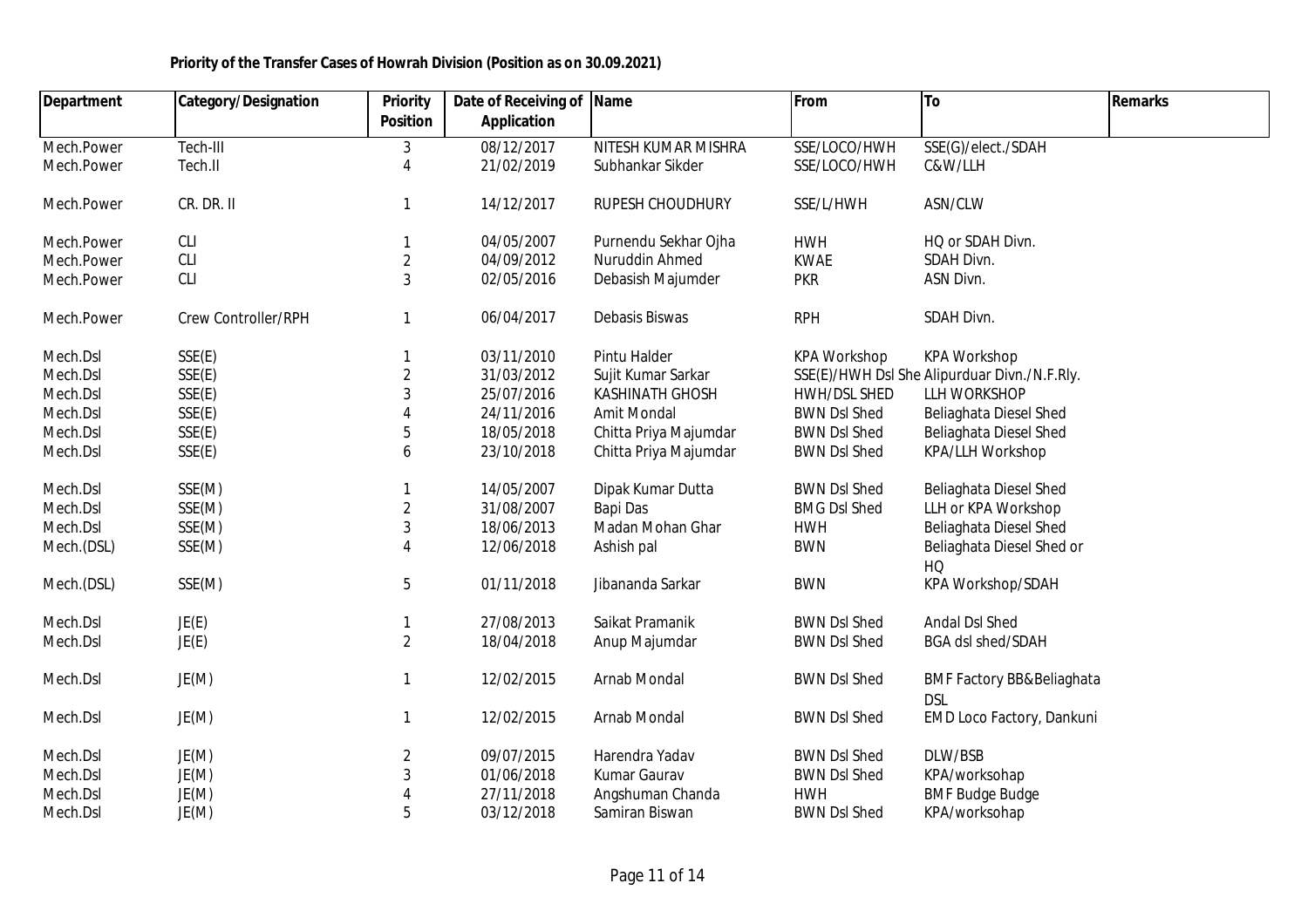**Priority of the Transfer Cases of Howrah Division (Position as on 30.09.2021)**

| Department | Category/Designation | Priority Position | Date of Receiving of Application | Name | From | To | Remarks |
|---|---|---|---|---|---|---|---|
| Mech.Power | Tech-III | 3 | 08/12/2017 | NITESH KUMAR MISHRA | SSE/LOCO/HWH | SSE(G)/elect./SDAH | |
| Mech.Power | Tech.II | 4 | 21/02/2019 | Subhankar Sikder | SSE/LOCO/HWH | C&W/LLH | |
| Mech.Power | CR. DR. II | 1 | 14/12/2017 | RUPESH CHOUDHURY | SSE/L/HWH | ASN/CLW | |
| Mech.Power | CLI | 1 | 04/05/2007 | Purnendu Sekhar Ojha | HWH | HQ or SDAH Divn. | |
| Mech.Power | CLI | 2 | 04/09/2012 | Nuruddin Ahmed | KWAE | SDAH Divn. | |
| Mech.Power | CLI | 3 | 02/05/2016 | Debasish Majumder | PKR | ASN Divn. | |
| Mech.Power | Crew Controller/RPH | 1 | 06/04/2017 | Debasis Biswas | RPH | SDAH Divn. | |
| Mech.Dsl | SSE(E) | 1 | 03/11/2010 | Pintu Halder | KPA Workshop | KPA Workshop | |
| Mech.Dsl | SSE(E) | 2 | 31/03/2012 | Sujit Kumar Sarkar | SSE(E)/HWH Dsl She | Alipurduar Divn./N.F.Rly. | |
| Mech.Dsl | SSE(E) | 3 | 25/07/2016 | KASHINATH GHOSH | HWH/DSL SHED | LLH WORKSHOP | |
| Mech.Dsl | SSE(E) | 4 | 24/11/2016 | Amit Mondal | BWN Dsl Shed | Beliaghata Diesel Shed | |
| Mech.Dsl | SSE(E) | 5 | 18/05/2018 | Chitta Priya Majumdar | BWN Dsl Shed | Beliaghata Diesel Shed | |
| Mech.Dsl | SSE(E) | 6 | 23/10/2018 | Chitta Priya Majumdar | BWN Dsl Shed | KPA/LLH Workshop | |
| Mech.Dsl | SSE(M) | 1 | 14/05/2007 | Dipak Kumar Dutta | BWN Dsl Shed | Beliaghata Diesel Shed | |
| Mech.Dsl | SSE(M) | 2 | 31/08/2007 | Bapi Das | BMG Dsl Shed | LLH or KPA Workshop | |
| Mech.Dsl | SSE(M) | 3 | 18/06/2013 | Madan Mohan Ghar | HWH | Beliaghata Diesel Shed | |
| Mech.(DSL) | SSE(M) | 4 | 12/06/2018 | Ashish pal | BWN | Beliaghata Diesel Shed or HQ | |
| Mech.(DSL) | SSE(M) | 5 | 01/11/2018 | Jibananda Sarkar | BWN | KPA Workshop/SDAH | |
| Mech.Dsl | JE(E) | 1 | 27/08/2013 | Saikat Pramanik | BWN Dsl Shed | Andal Dsl Shed | |
| Mech.Dsl | JE(E) | 2 | 18/04/2018 | Anup Majumdar | BWN Dsl Shed | BGA dsl shed/SDAH | |
| Mech.Dsl | JE(M) | 1 | 12/02/2015 | Arnab Mondal | BWN Dsl Shed | BMF Factory BB&Beliaghata DSL | |
| Mech.Dsl | JE(M) | 1 | 12/02/2015 | Arnab Mondal | BWN Dsl Shed | EMD Loco Factory, Dankuni | |
| Mech.Dsl | JE(M) | 2 | 09/07/2015 | Harendra Yadav | BWN Dsl Shed | DLW/BSB | |
| Mech.Dsl | JE(M) | 3 | 01/06/2018 | Kumar Gaurav | BWN Dsl Shed | KPA/worksohap | |
| Mech.Dsl | JE(M) | 4 | 27/11/2018 | Angshuman Chanda | HWH | BMF Budge Budge | |
| Mech.Dsl | JE(M) | 5 | 03/12/2018 | Samiran Biswan | BWN Dsl Shed | KPA/worksohap | |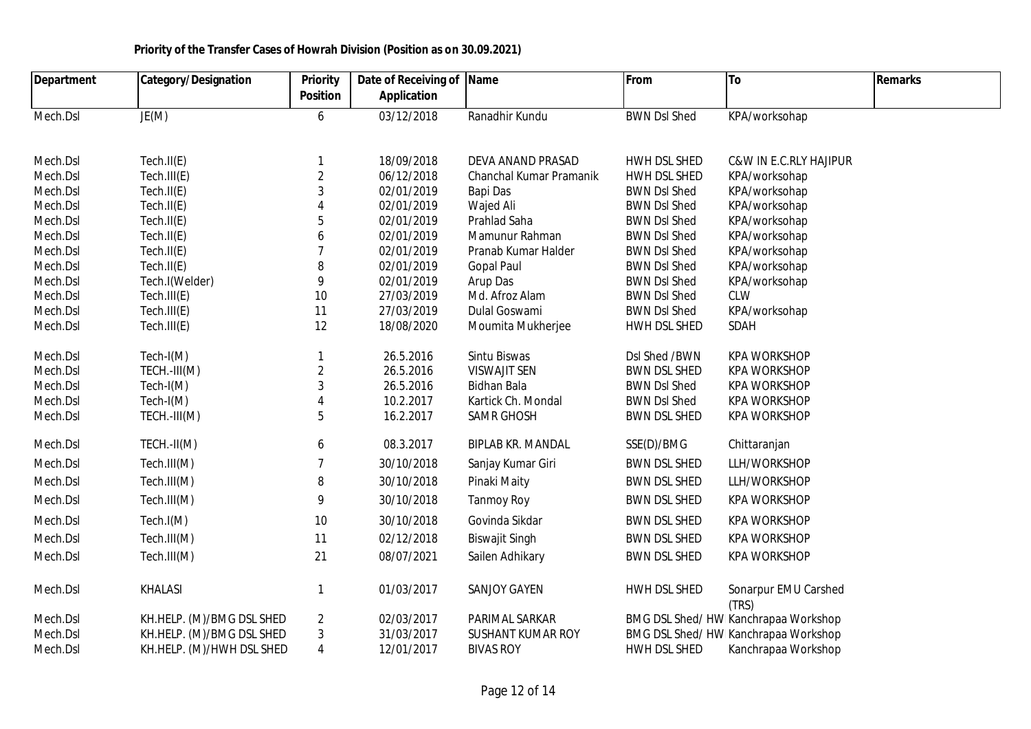**Priority of the Transfer Cases of Howrah Division (Position as on 30.09.2021)**

| Department | Category/Designation | Priority Position | Date of Receiving of Application | Name | From | To | Remarks |
|---|---|---|---|---|---|---|---|
| Mech.Dsl | JE(M) | 6 | 03/12/2018 | Ranadhir Kundu | BWN Dsl Shed | KPA/worksohap | |
| Mech.Dsl | Tech.II(E) | 1 | 18/09/2018 | DEVA ANAND PRASAD | HWH DSL SHED | C&W IN E.C.RLY HAJIPUR | |
| Mech.Dsl | Tech.III(E) | 2 | 06/12/2018 | Chanchal Kumar Pramanik | HWH DSL SHED | KPA/worksohap | |
| Mech.Dsl | Tech.II(E) | 3 | 02/01/2019 | Bapi Das | BWN Dsl Shed | KPA/worksohap | |
| Mech.Dsl | Tech.II(E) | 4 | 02/01/2019 | Wajed Ali | BWN Dsl Shed | KPA/worksohap | |
| Mech.Dsl | Tech.II(E) | 5 | 02/01/2019 | Prahlad Saha | BWN Dsl Shed | KPA/worksohap | |
| Mech.Dsl | Tech.II(E) | 6 | 02/01/2019 | Mamunur Rahman | BWN Dsl Shed | KPA/worksohap | |
| Mech.Dsl | Tech.II(E) | 7 | 02/01/2019 | Pranab Kumar Halder | BWN Dsl Shed | KPA/worksohap | |
| Mech.Dsl | Tech.II(E) | 8 | 02/01/2019 | Gopal Paul | BWN Dsl Shed | KPA/worksohap | |
| Mech.Dsl | Tech.I(Welder) | 9 | 02/01/2019 | Arup Das | BWN Dsl Shed | KPA/worksohap | |
| Mech.Dsl | Tech.III(E) | 10 | 27/03/2019 | Md. Afroz Alam | BWN Dsl Shed | CLW | |
| Mech.Dsl | Tech.III(E) | 11 | 27/03/2019 | Dulal Goswami | BWN Dsl Shed | KPA/worksohap | |
| Mech.Dsl | Tech.III(E) | 12 | 18/08/2020 | Moumita Mukherjee | HWH DSL SHED | SDAH | |
| Mech.Dsl | Tech-I(M) | 1 | 26.5.2016 | Sintu Biswas | Dsl Shed /BWN | KPA WORKSHOP | |
| Mech.Dsl | TECH.-III(M) | 2 | 26.5.2016 | VISWAJIT SEN | BWN DSL SHED | KPA WORKSHOP | |
| Mech.Dsl | Tech-I(M) | 3 | 26.5.2016 | Bidhan Bala | BWN Dsl Shed | KPA WORKSHOP | |
| Mech.Dsl | Tech-I(M) | 4 | 10.2.2017 | Kartick Ch. Mondal | BWN Dsl Shed | KPA WORKSHOP | |
| Mech.Dsl | TECH.-III(M) | 5 | 16.2.2017 | SAMR GHOSH | BWN DSL SHED | KPA WORKSHOP | |
| Mech.Dsl | TECH.-II(M) | 6 | 08.3.2017 | BIPLAB KR. MANDAL | SSE(D)/BMG | Chittaranjan | |
| Mech.Dsl | Tech.III(M) | 7 | 30/10/2018 | Sanjay Kumar Giri | BWN DSL SHED | LLH/WORKSHOP | |
| Mech.Dsl | Tech.III(M) | 8 | 30/10/2018 | Pinaki Maity | BWN DSL SHED | LLH/WORKSHOP | |
| Mech.Dsl | Tech.III(M) | 9 | 30/10/2018 | Tanmoy Roy | BWN DSL SHED | KPA WORKSHOP | |
| Mech.Dsl | Tech.I(M) | 10 | 30/10/2018 | Govinda Sikdar | BWN DSL SHED | KPA WORKSHOP | |
| Mech.Dsl | Tech.III(M) | 11 | 02/12/2018 | Biswajit Singh | BWN DSL SHED | KPA WORKSHOP | |
| Mech.Dsl | Tech.III(M) | 21 | 08/07/2021 | Sailen Adhikary | BWN DSL SHED | KPA WORKSHOP | |
| Mech.Dsl | KHALASI | 1 | 01/03/2017 | SANJOY GAYEN | HWH DSL SHED | Sonarpur EMU Carshed (TRS) | |
| Mech.Dsl | KH.HELP. (M)/BMG DSL SHED | 2 | 02/03/2017 | PARIMAL SARKAR | BMG DSL Shed/ HW | Kanchrapaa Workshop | |
| Mech.Dsl | KH.HELP. (M)/BMG DSL SHED | 3 | 31/03/2017 | SUSHANT KUMAR ROY | BMG DSL Shed/ HW | Kanchrapaa Workshop | |
| Mech.Dsl | KH.HELP. (M)/HWH DSL SHED | 4 | 12/01/2017 | BIVAS ROY | HWH DSL SHED | Kanchrapaa Workshop | |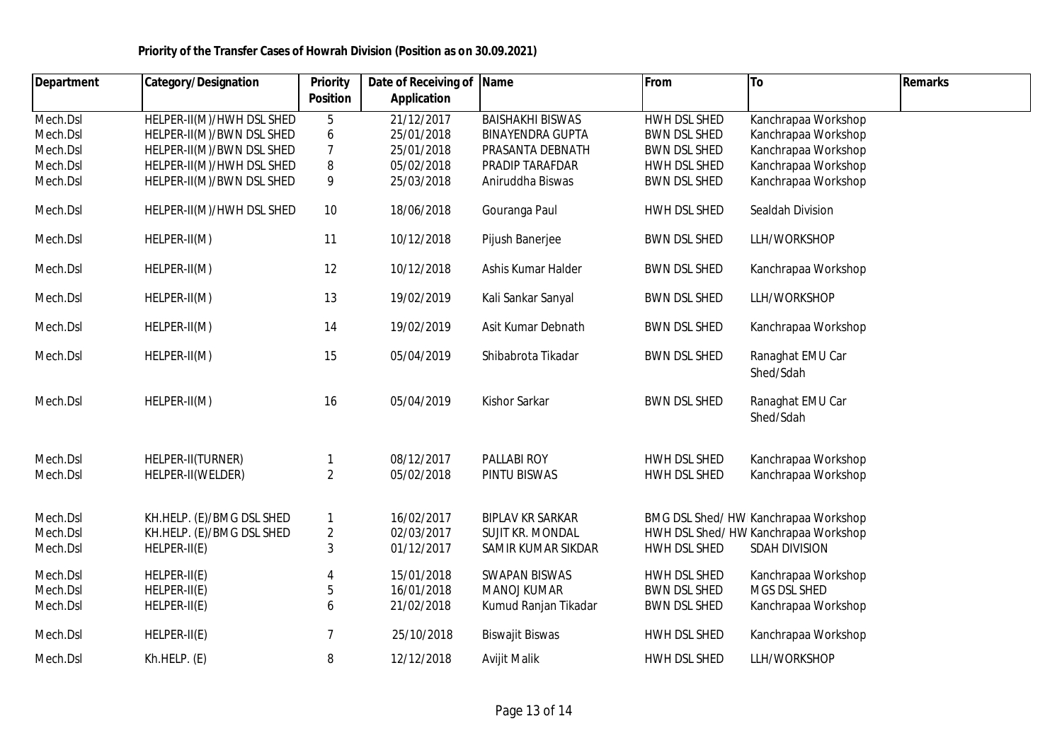**Priority of the Transfer Cases of Howrah Division (Position as on 30.09.2021)**

| Department | Category/Designation | Priority Position | Date of Receiving of Application | Name | From | To | Remarks |
|---|---|---|---|---|---|---|---|
| Mech.Dsl | HELPER-II(M)/HWH DSL SHED | 5 | 21/12/2017 | BAISHAKHI BISWAS | HWH DSL SHED | Kanchrapaa Workshop | |
| Mech.Dsl | HELPER-II(M)/BWN DSL SHED | 6 | 25/01/2018 | BINAYENDRA GUPTA | BWN DSL SHED | Kanchrapaa Workshop | |
| Mech.Dsl | HELPER-II(M)/BWN DSL SHED | 7 | 25/01/2018 | PRASANTA DEBNATH | BWN DSL SHED | Kanchrapaa Workshop | |
| Mech.Dsl | HELPER-II(M)/HWH DSL SHED | 8 | 05/02/2018 | PRADIP TARAFDAR | HWH DSL SHED | Kanchrapaa Workshop | |
| Mech.Dsl | HELPER-II(M)/BWN DSL SHED | 9 | 25/03/2018 | Aniruddha Biswas | BWN DSL SHED | Kanchrapaa Workshop | |
| Mech.Dsl | HELPER-II(M)/HWH DSL SHED | 10 | 18/06/2018 | Gouranga Paul | HWH DSL SHED | Sealdah Division | |
| Mech.Dsl | HELPER-II(M) | 11 | 10/12/2018 | Pijush Banerjee | BWN DSL SHED | LLH/WORKSHOP | |
| Mech.Dsl | HELPER-II(M) | 12 | 10/12/2018 | Ashis Kumar Halder | BWN DSL SHED | Kanchrapaa Workshop | |
| Mech.Dsl | HELPER-II(M) | 13 | 19/02/2019 | Kali Sankar Sanyal | BWN DSL SHED | LLH/WORKSHOP | |
| Mech.Dsl | HELPER-II(M) | 14 | 19/02/2019 | Asit Kumar Debnath | BWN DSL SHED | Kanchrapaa Workshop | |
| Mech.Dsl | HELPER-II(M) | 15 | 05/04/2019 | Shibabrota Tikadar | BWN DSL SHED | Ranaghat EMU Car Shed/Sdah | |
| Mech.Dsl | HELPER-II(M) | 16 | 05/04/2019 | Kishor Sarkar | BWN DSL SHED | Ranaghat EMU Car Shed/Sdah | |
| Mech.Dsl | HELPER-II(TURNER) | 1 | 08/12/2017 | PALLABI ROY | HWH DSL SHED | Kanchrapaa Workshop | |
| Mech.Dsl | HELPER-II(WELDER) | 2 | 05/02/2018 | PINTU BISWAS | HWH DSL SHED | Kanchrapaa Workshop | |
| Mech.Dsl | KH.HELP. (E)/BMG DSL SHED | 1 | 16/02/2017 | BIPLAV KR SARKAR | BMG DSL Shed/ HW | Kanchrapaa Workshop | |
| Mech.Dsl | KH.HELP. (E)/BMG DSL SHED | 2 | 02/03/2017 | SUJIT KR. MONDAL | HWH DSL Shed/ HW | Kanchrapaa Workshop | |
| Mech.Dsl | HELPER-II(E) | 3 | 01/12/2017 | SAMIR KUMAR SIKDAR | HWH DSL SHED | SDAH DIVISION | |
| Mech.Dsl | HELPER-II(E) | 4 | 15/01/2018 | SWAPAN BISWAS | HWH DSL SHED | Kanchrapaa Workshop | |
| Mech.Dsl | HELPER-II(E) | 5 | 16/01/2018 | MANOJ KUMAR | BWN DSL SHED | MGS DSL SHED | |
| Mech.Dsl | HELPER-II(E) | 6 | 21/02/2018 | Kumud Ranjan Tikadar | BWN DSL SHED | Kanchrapaa Workshop | |
| Mech.Dsl | HELPER-II(E) | 7 | 25/10/2018 | Biswajit Biswas | HWH DSL SHED | Kanchrapaa Workshop | |
| Mech.Dsl | Kh.HELP. (E) | 8 | 12/12/2018 | Avijit Malik | HWH DSL SHED | LLH/WORKSHOP | |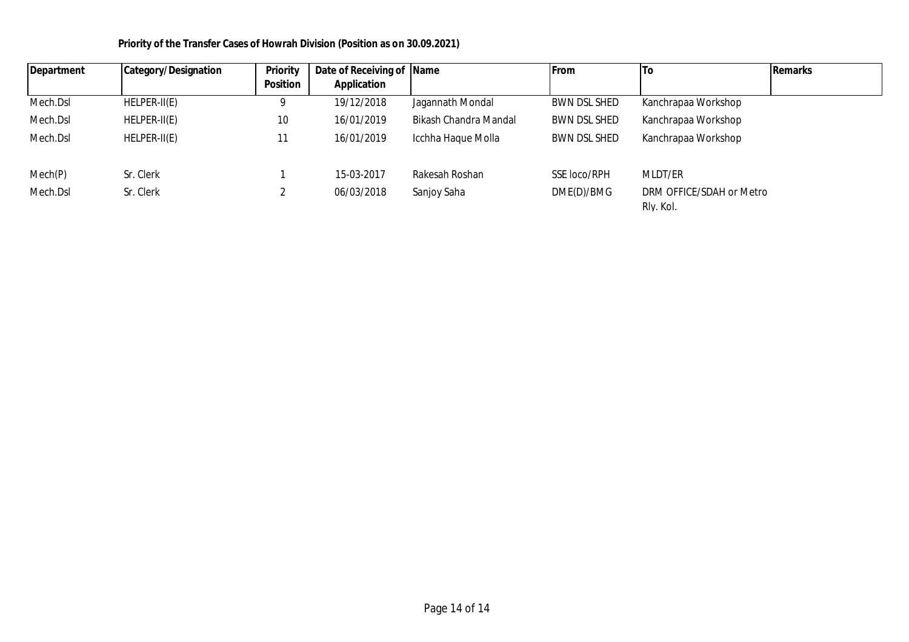**Priority of the Transfer Cases of Howrah Division (Position as on 30.09.2021)**

| Department | Category/Designation | Priority Position | Date of Receiving of Application | Name | From | To | Remarks |
|---|---|---|---|---|---|---|---|
| Mech.Dsl | HELPER-II(E) | 9 | 19/12/2018 | Jagannath Mondal | BWN DSL SHED | Kanchrapaa Workshop | |
| Mech.Dsl | HELPER-II(E) | 10 | 16/01/2019 | Bikash Chandra Mandal | BWN DSL SHED | Kanchrapaa Workshop | |
| Mech.Dsl | HELPER-II(E) | 11 | 16/01/2019 | Icchha Haque Molla | BWN DSL SHED | Kanchrapaa Workshop | |
| Mech(P) | Sr. Clerk | 1 | 15-03-2017 | Rakesah Roshan | SSE loco/RPH | MLDT/ER | |
| Mech.Dsl | Sr. Clerk | 2 | 06/03/2018 | Sanjoy Saha | DME(D)/BMG | DRM OFFICE/SDAH or Metro Rly. Kol. | |